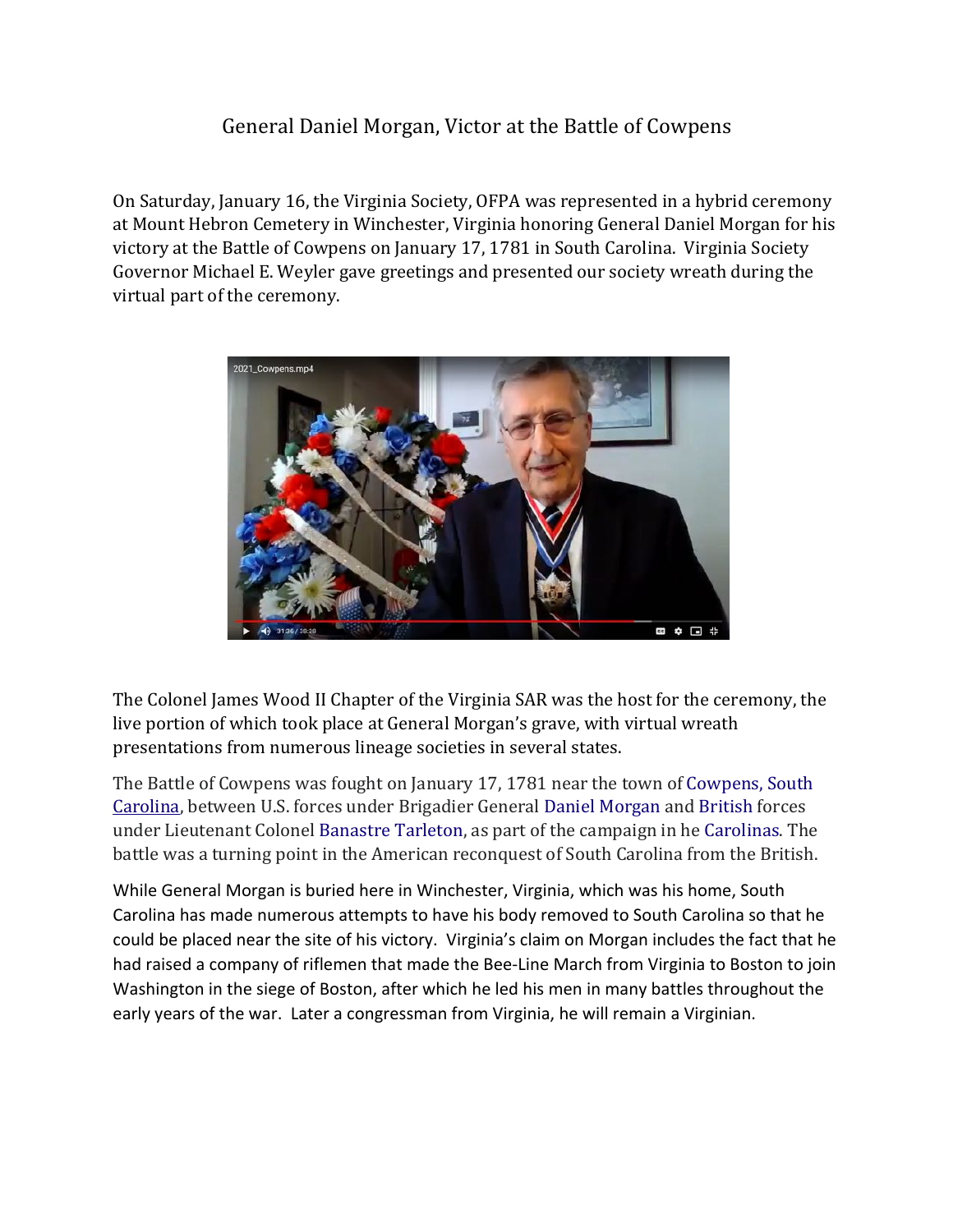# General Daniel Morgan, Victor at the Battle of Cowpens

On Saturday, January 16, the Virginia Society, OFPA was represented in a hybrid ceremony at Mount Hebron Cemetery in Winchester, Virginia honoring General Daniel Morgan for his victory at the Battle of Cowpens on January 17, 1781 in South Carolina. Virginia Society Governor Michael E. Weyler gave greetings and presented our society wreath during the virtual part of the ceremony.

The Colonel James Wood II Chapter of the Virginia SAR was the host for the ceremony, the live portion of which took place at General Morgan's grave, with virtual wreath presentations from numerous lineage societies in several states.

The Battle of Cowpens was fought on January 17, 1781 near the town of Cowpens, South Carolina, between U.S. forces under Brigadier General Daniel Morgan and British forces under Lieutenant Colonel Banastre Tarleton, as part of the campaign in he Carolinas. The battle was a turning point in the American reconquest of South Carolina from the British.

While General Morgan is buried here in Winchester, Virginia, which was his home, South Carolina has made numerous attempts to have his body removed to South Carolina so that he could be placed near the site of his victory. Virginia's claim on Morgan includes the fact that he had raised a company of riflemen that made the Bee-Line March from Virginia to Boston to join Washington in the siege of Boston, after which he led his men in many battles throughout the early years of the war. Later a congressman from Virginia, he will remain a Virginian.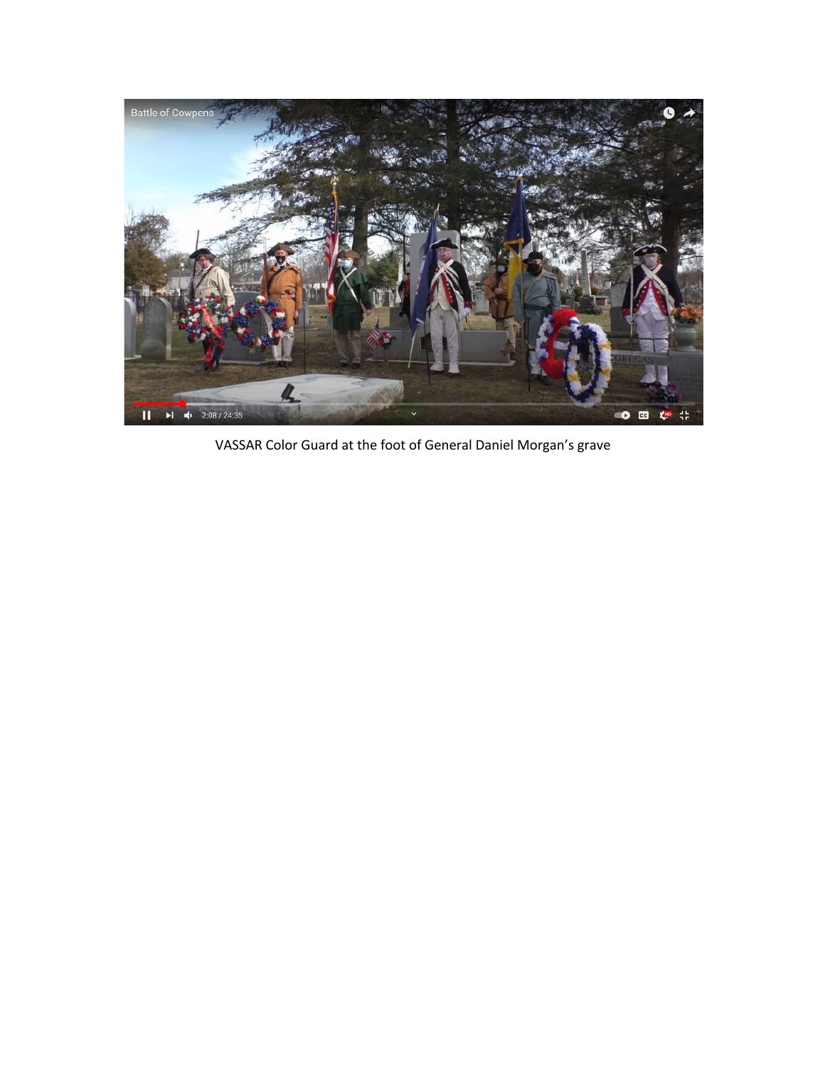VASSAR Color Guard at the foot of General Daniel Morgan's grave